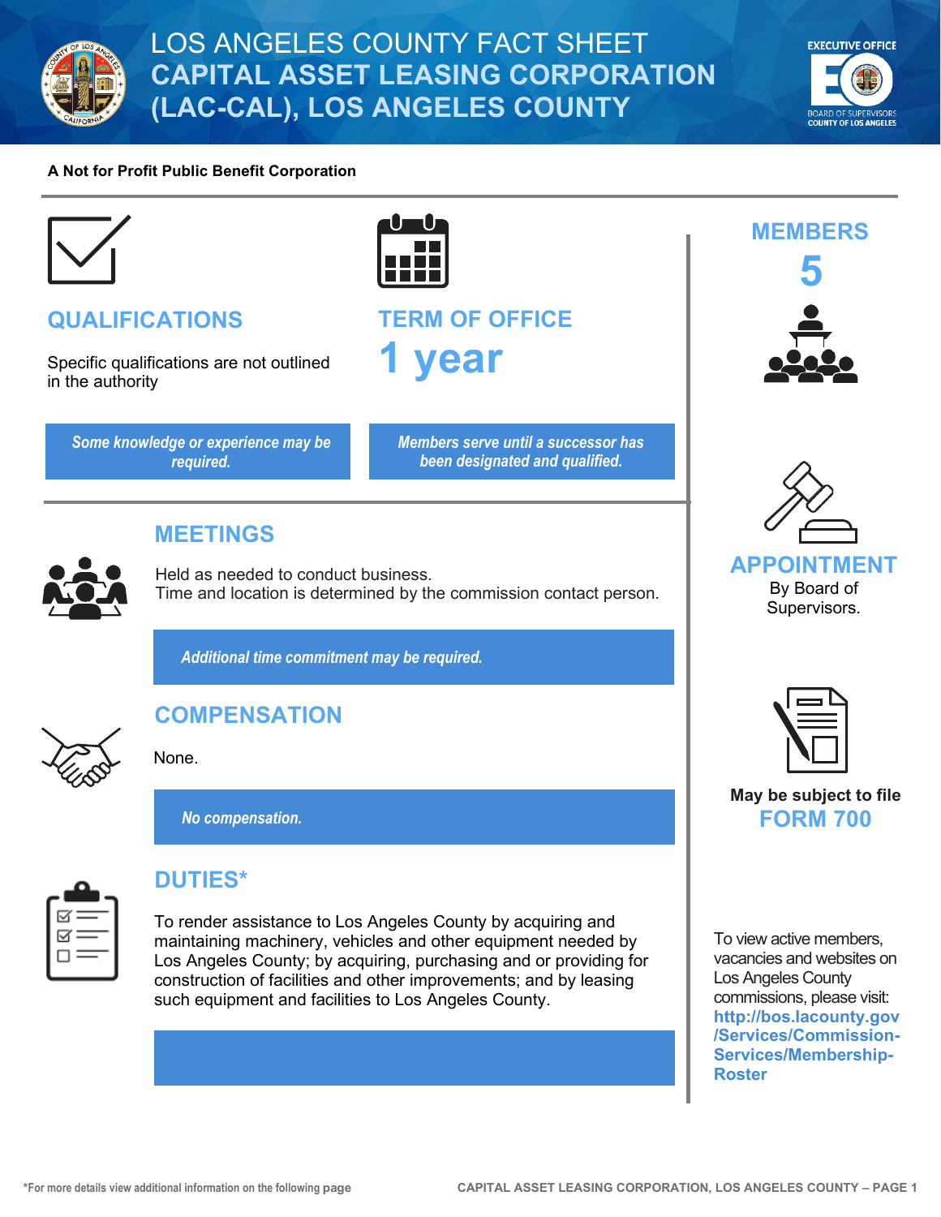# LOS ANGELES COUNTY FACT SHEET
# CAPITAL ASSET LEASING CORPORATION (LAC-CAL), LOS ANGELES COUNTY

**A Not for Profit Public Benefit Corporation**

## QUALIFICATIONS

Specific qualifications are not outlined in the authority

*Some knowledge or experience may be required.*

## TERM OF OFFICE

**1 year**

*Members serve until a successor has been designated and qualified.*

## MEMBERS

**5**

## APPOINTMENT

By Board of Supervisors.

## MEETINGS

Held as needed to conduct business.
Time and location is determined by the commission contact person.

*Additional time commitment may be required.*

## COMPENSATION

None.

*No compensation.*

**May be subject to file FORM 700**

## DUTIES*

To render assistance to Los Angeles County by acquiring and maintaining machinery, vehicles and other equipment needed by Los Angeles County; by acquiring, purchasing and or providing for construction of facilities and other improvements; and by leasing such equipment and facilities to Los Angeles County.

To view active members, vacancies and websites on Los Angeles County commissions, please visit: **http://bos.lacounty.gov/Services/Commission-Services/Membership-Roster**

*For more details view additional information on the following page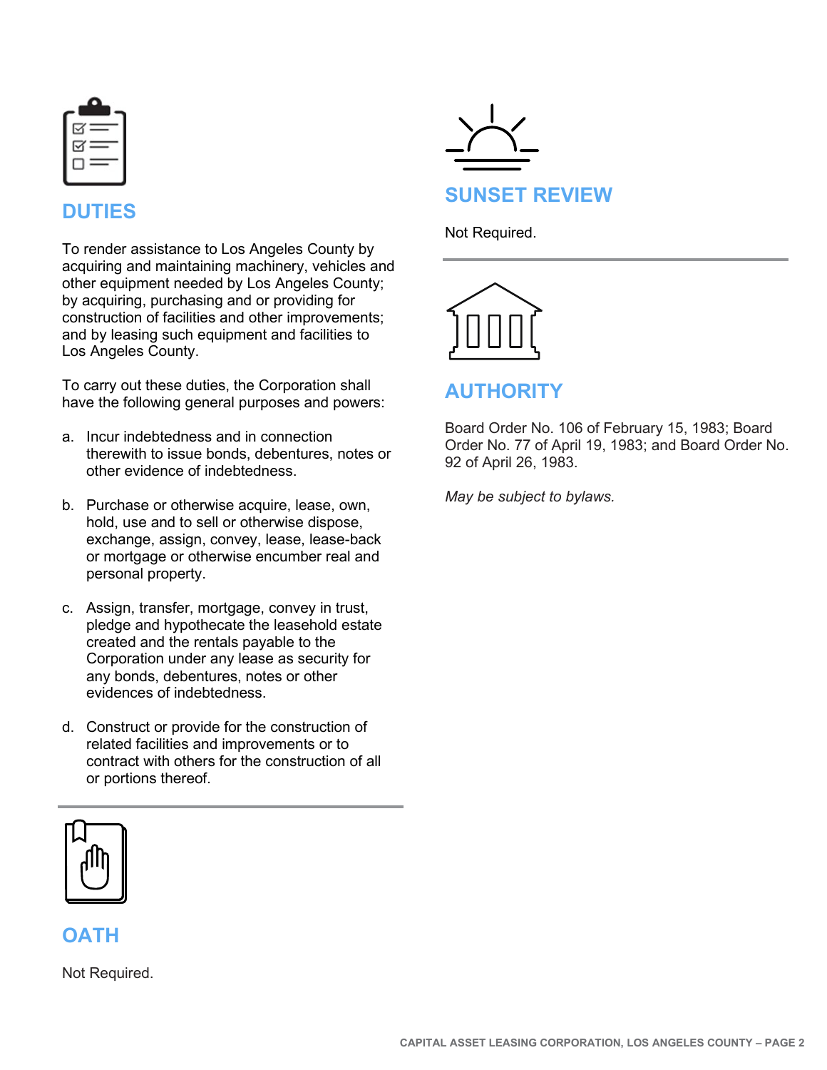## DUTIES

To render assistance to Los Angeles County by acquiring and maintaining machinery, vehicles and other equipment needed by Los Angeles County; by acquiring, purchasing and or providing for construction of facilities and other improvements; and by leasing such equipment and facilities to Los Angeles County.

To carry out these duties, the Corporation shall have the following general purposes and powers:

a. Incur indebtedness and in connection therewith to issue bonds, debentures, notes or other evidence of indebtedness.

b. Purchase or otherwise acquire, lease, own, hold, use and to sell or otherwise dispose, exchange, assign, convey, lease, lease-back or mortgage or otherwise encumber real and personal property.

c. Assign, transfer, mortgage, convey in trust, pledge and hypothecate the leasehold estate created and the rentals payable to the Corporation under any lease as security for any bonds, debentures, notes or other evidences of indebtedness.

d. Construct or provide for the construction of related facilities and improvements or to contract with others for the construction of all or portions thereof.

## OATH

Not Required.

## SUNSET REVIEW

Not Required.

## AUTHORITY

Board Order No. 106 of February 15, 1983; Board Order No. 77 of April 19, 1983; and Board Order No. 92 of April 26, 1983.

*May be subject to bylaws.*